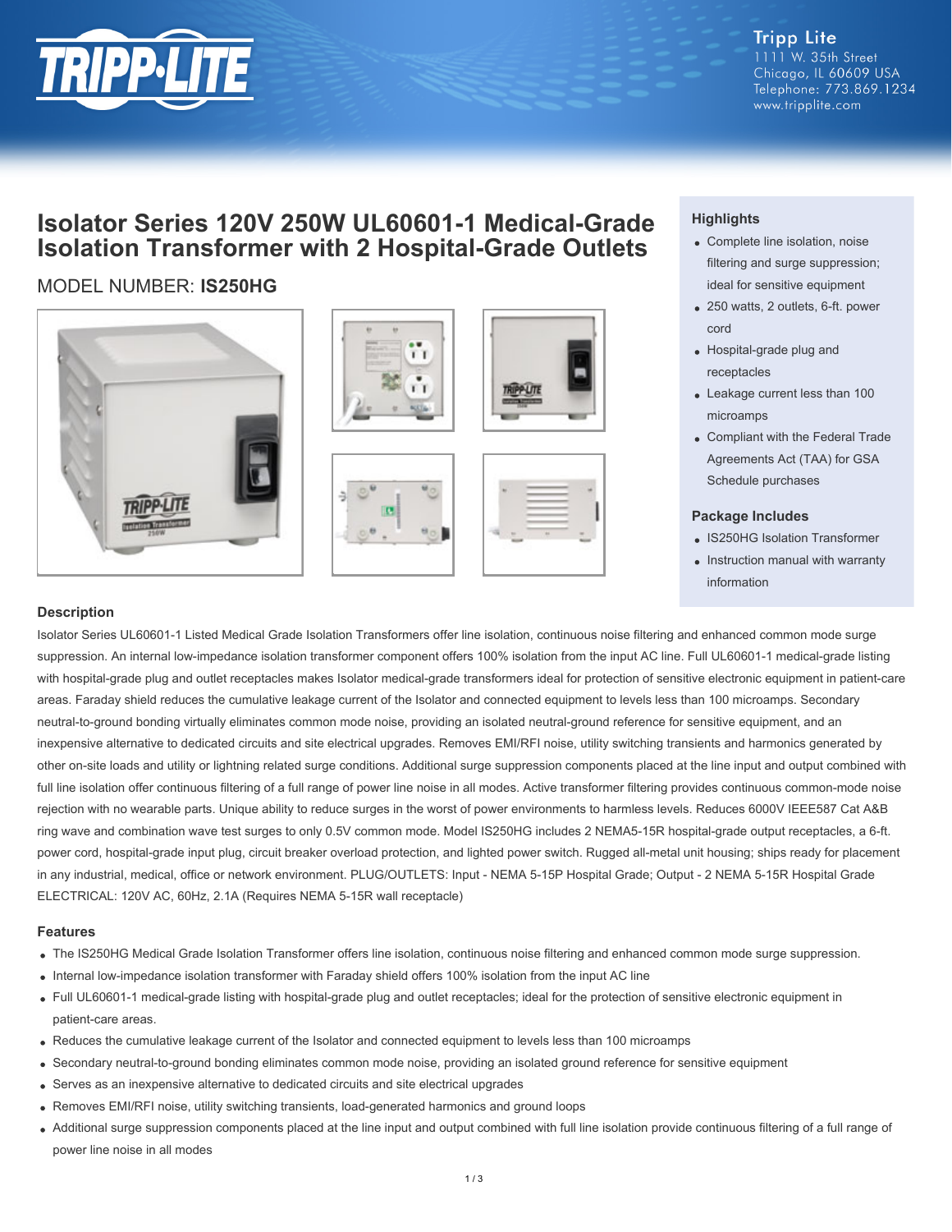Tripp Lite
1111 W. 35th Street
Chicago, IL 60609 USA
Telephone: 773.869.1234
www.tripplite.com

# Isolator Series 120V 250W UL60601-1 Medical-Grade Isolation Transformer with 2 Hospital-Grade Outlets

MODEL NUMBER: **IS250HG**

### Highlights

- Complete line isolation, noise filtering and surge suppression; ideal for sensitive equipment
- 250 watts, 2 outlets, 6-ft. power cord
- Hospital-grade plug and receptacles
- Leakage current less than 100 microamps
- Compliant with the Federal Trade Agreements Act (TAA) for GSA Schedule purchases

### Package Includes

- IS250HG Isolation Transformer
- Instruction manual with warranty information

### Description

Isolator Series UL60601-1 Listed Medical Grade Isolation Transformers offer line isolation, continuous noise filtering and enhanced common mode surge suppression. An internal low-impedance isolation transformer component offers 100% isolation from the input AC line. Full UL60601-1 medical-grade listing with hospital-grade plug and outlet receptacles makes Isolator medical-grade transformers ideal for protection of sensitive electronic equipment in patient-care areas. Faraday shield reduces the cumulative leakage current of the Isolator and connected equipment to levels less than 100 microamps. Secondary neutral-to-ground bonding virtually eliminates common mode noise, providing an isolated neutral-ground reference for sensitive equipment, and an inexpensive alternative to dedicated circuits and site electrical upgrades. Removes EMI/RFI noise, utility switching transients and harmonics generated by other on-site loads and utility or lightning related surge conditions. Additional surge suppression components placed at the line input and output combined with full line isolation offer continuous filtering of a full range of power line noise in all modes. Active transformer filtering provides continuous common-mode noise rejection with no wearable parts. Unique ability to reduce surges in the worst of power environments to harmless levels. Reduces 6000V IEEE587 Cat A&B ring wave and combination wave test surges to only 0.5V common mode. Model IS250HG includes 2 NEMA5-15R hospital-grade output receptacles, a 6-ft. power cord, hospital-grade input plug, circuit breaker overload protection, and lighted power switch. Rugged all-metal unit housing; ships ready for placement in any industrial, medical, office or network environment. PLUG/OUTLETS: Input - NEMA 5-15P Hospital Grade; Output - 2 NEMA 5-15R Hospital Grade ELECTRICAL: 120V AC, 60Hz, 2.1A (Requires NEMA 5-15R wall receptacle)

### Features

- The IS250HG Medical Grade Isolation Transformer offers line isolation, continuous noise filtering and enhanced common mode surge suppression.
- Internal low-impedance isolation transformer with Faraday shield offers 100% isolation from the input AC line
- Full UL60601-1 medical-grade listing with hospital-grade plug and outlet receptacles; ideal for the protection of sensitive electronic equipment in patient-care areas.
- Reduces the cumulative leakage current of the Isolator and connected equipment to levels less than 100 microamps
- Secondary neutral-to-ground bonding eliminates common mode noise, providing an isolated ground reference for sensitive equipment
- Serves as an inexpensive alternative to dedicated circuits and site electrical upgrades
- Removes EMI/RFI noise, utility switching transients, load-generated harmonics and ground loops
- Additional surge suppression components placed at the line input and output combined with full line isolation provide continuous filtering of a full range of power line noise in all modes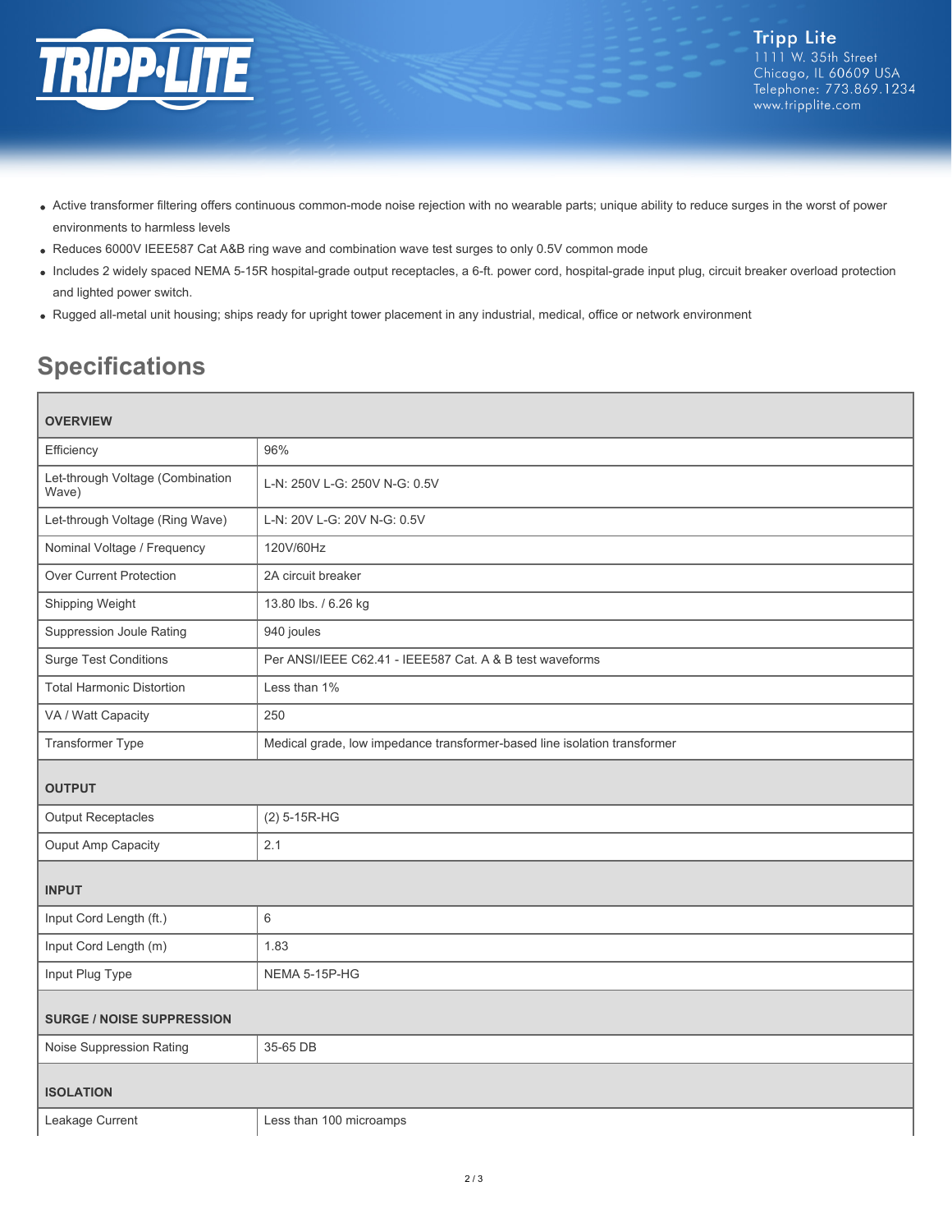- Active transformer filtering offers continuous common-mode noise rejection with no wearable parts; unique ability to reduce surges in the worst of power environments to harmless levels
- Reduces 6000V IEEE587 Cat A&B ring wave and combination wave test surges to only 0.5V common mode
- Includes 2 widely spaced NEMA 5-15R hospital-grade output receptacles, a 6-ft. power cord, hospital-grade input plug, circuit breaker overload protection and lighted power switch.
- Rugged all-metal unit housing; ships ready for upright tower placement in any industrial, medical, office or network environment

## Specifications

| OVERVIEW | |
|---|---|
| Efficiency | 96% |
| Let-through Voltage (Combination Wave) | L-N: 250V L-G: 250V N-G: 0.5V |
| Let-through Voltage (Ring Wave) | L-N: 20V L-G: 20V N-G: 0.5V |
| Nominal Voltage / Frequency | 120V/60Hz |
| Over Current Protection | 2A circuit breaker |
| Shipping Weight | 13.80 lbs. / 6.26 kg |
| Suppression Joule Rating | 940 joules |
| Surge Test Conditions | Per ANSI/IEEE C62.41 - IEEE587 Cat. A & B test waveforms |
| Total Harmonic Distortion | Less than 1% |
| VA / Watt Capacity | 250 |
| Transformer Type | Medical grade, low impedance transformer-based line isolation transformer |
| **OUTPUT** | |
| Output Receptacles | (2) 5-15R-HG |
| Ouput Amp Capacity | 2.1 |
| **INPUT** | |
| Input Cord Length (ft.) | 6 |
| Input Cord Length (m) | 1.83 |
| Input Plug Type | NEMA 5-15P-HG |
| **SURGE / NOISE SUPPRESSION** | |
| Noise Suppression Rating | 35-65 DB |
| **ISOLATION** | |
| Leakage Current | Less than 100 microamps |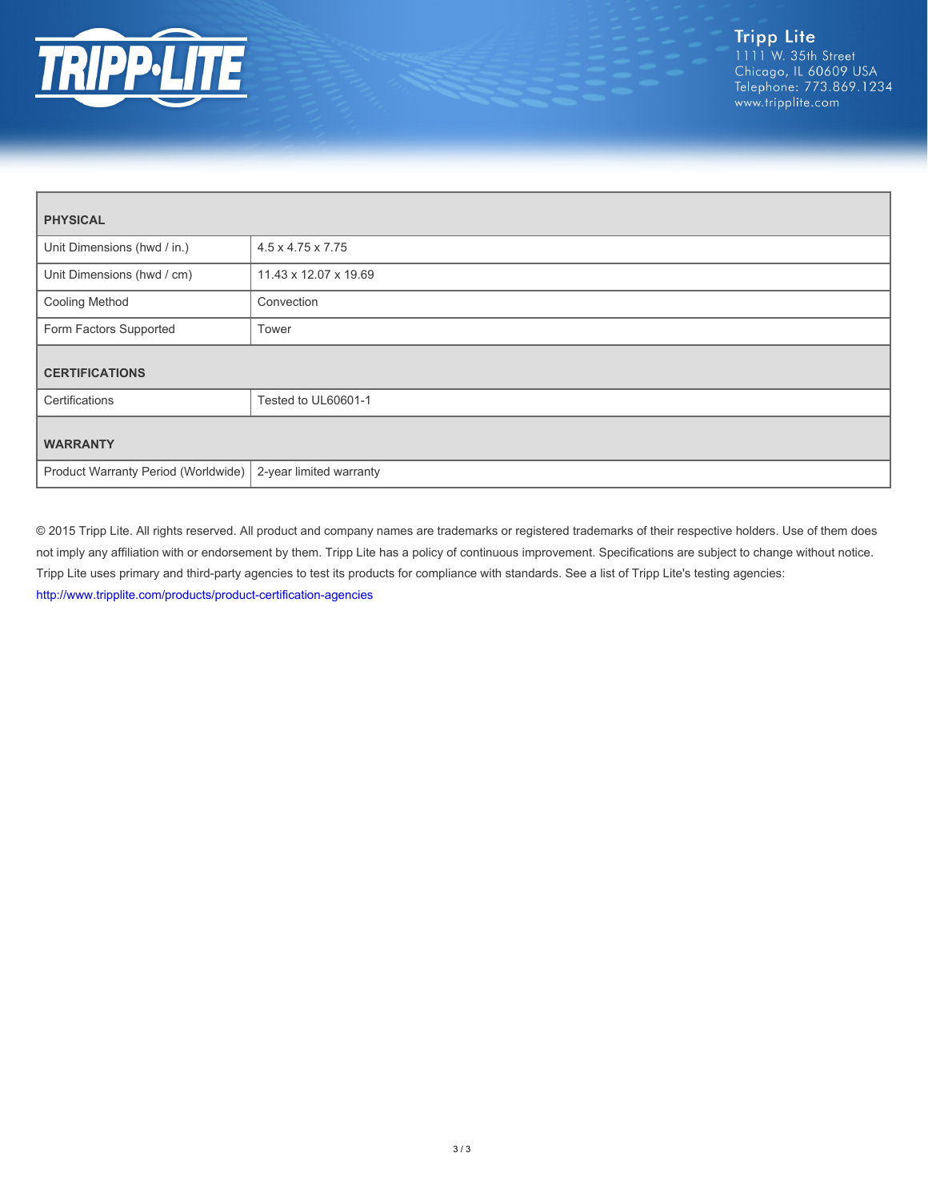Tripp Lite
1111 W. 35th Street
Chicago, IL 60609 USA
Telephone: 773.869.1234
www.tripplite.com

| | |
|---|---|
| **PHYSICAL** | |
| Unit Dimensions (hwd / in.) | 4.5 x 4.75 x 7.75 |
| Unit Dimensions (hwd / cm) | 11.43 x 12.07 x 19.69 |
| Cooling Method | Convection |
| Form Factors Supported | Tower |
| **CERTIFICATIONS** | |
| Certifications | Tested to UL60601-1 |
| **WARRANTY** | |
| Product Warranty Period (Worldwide) | 2-year limited warranty |

© 2015 Tripp Lite. All rights reserved. All product and company names are trademarks or registered trademarks of their respective holders. Use of them does not imply any affiliation with or endorsement by them. Tripp Lite has a policy of continuous improvement. Specifications are subject to change without notice. Tripp Lite uses primary and third-party agencies to test its products for compliance with standards. See a list of Tripp Lite's testing agencies: http://www.tripplite.com/products/product-certification-agencies